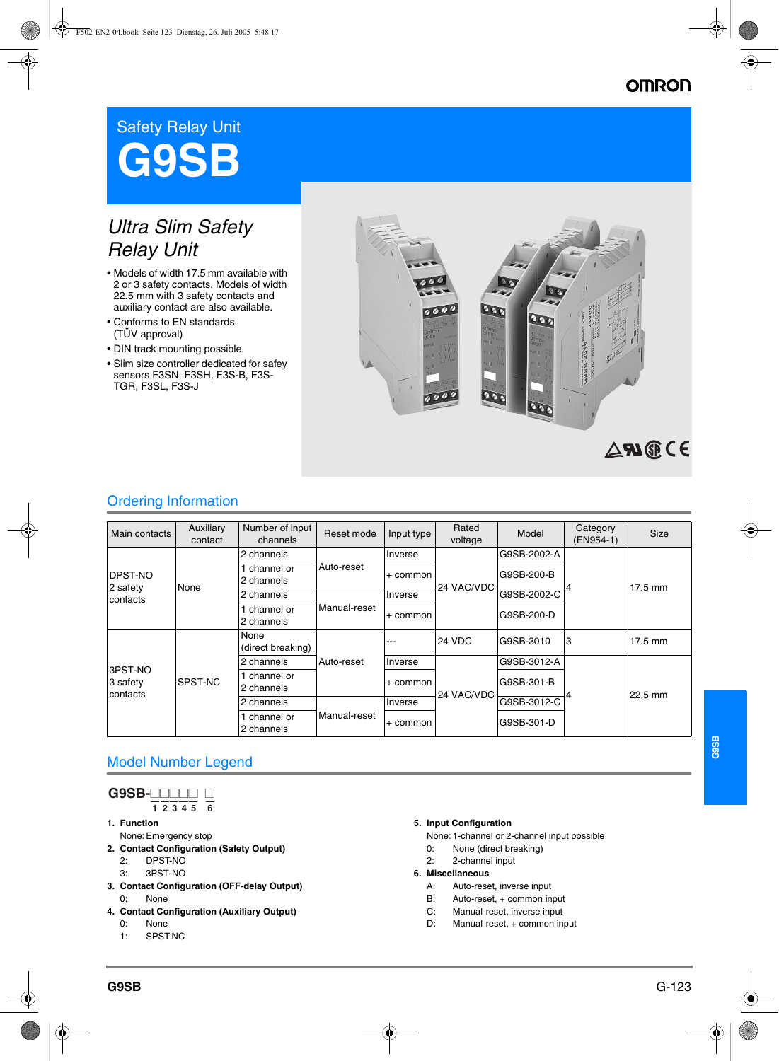# Safety Relay Unit

# G9SB

## *Ultra Slim Safety Relay Unit*

- Models of width 17.5 mm available with 2 or 3 safety contacts. Models of width 22.5 mm with 3 safety contacts and auxiliary contact are also available.
- Conforms to EN standards. (TÜV approval)
- DIN track mounting possible.
- Slim size controller dedicated for safey sensors F3SN, F3SH, F3S-B, F3S-TGR, F3SL, F3S-J

## Ordering Information

| Main contacts | Auxiliary contact | Number of input channels | Reset mode | Input type | Rated voltage | Model | Category (EN954-1) | Size |
|---|---|---|---|---|---|---|---|---|
| DPST-NO 2 safety contacts | None | 2 channels | Auto-reset | Inverse | 24 VAC/VDC | G9SB-2002-A | 4 | 17.5 mm |
| | | 1 channel or 2 channels | | + common | | G9SB-200-B | | |
| | | 2 channels | Manual-reset | Inverse | | G9SB-2002-C | | |
| | | 1 channel or 2 channels | | + common | | G9SB-200-D | | |
| 3PST-NO 3 safety contacts | SPST-NC | None (direct breaking) | Auto-reset | --- | 24 VDC | G9SB-3010 | 3 | 17.5 mm |
| | | 2 channels | | Inverse | 24 VAC/VDC | G9SB-3012-A | 4 | 22.5 mm |
| | | 1 channel or 2 channels | | + common | | G9SB-301-B | | |
| | | 2 channels | Manual-reset | Inverse | | G9SB-3012-C | | |
| | | 1 channel or 2 channels | | + common | | G9SB-301-D | | |

## Model Number Legend

G9SB-□□□□□ □
1 2 3 4 5   6

**1. Function**
None: Emergency stop

**2. Contact Configuration (Safety Output)**
2: DPST-NO
3: 3PST-NO

**3. Contact Configuration (OFF-delay Output)**
0: None

**4. Contact Configuration (Auxiliary Output)**
0: None
1: SPST-NC

**5. Input Configuration**
None: 1-channel or 2-channel input possible
0: None (direct breaking)
2: 2-channel input

**6. Miscellaneous**
A: Auto-reset, inverse input
B: Auto-reset, + common input
C: Manual-reset, inverse input
D: Manual-reset, + common input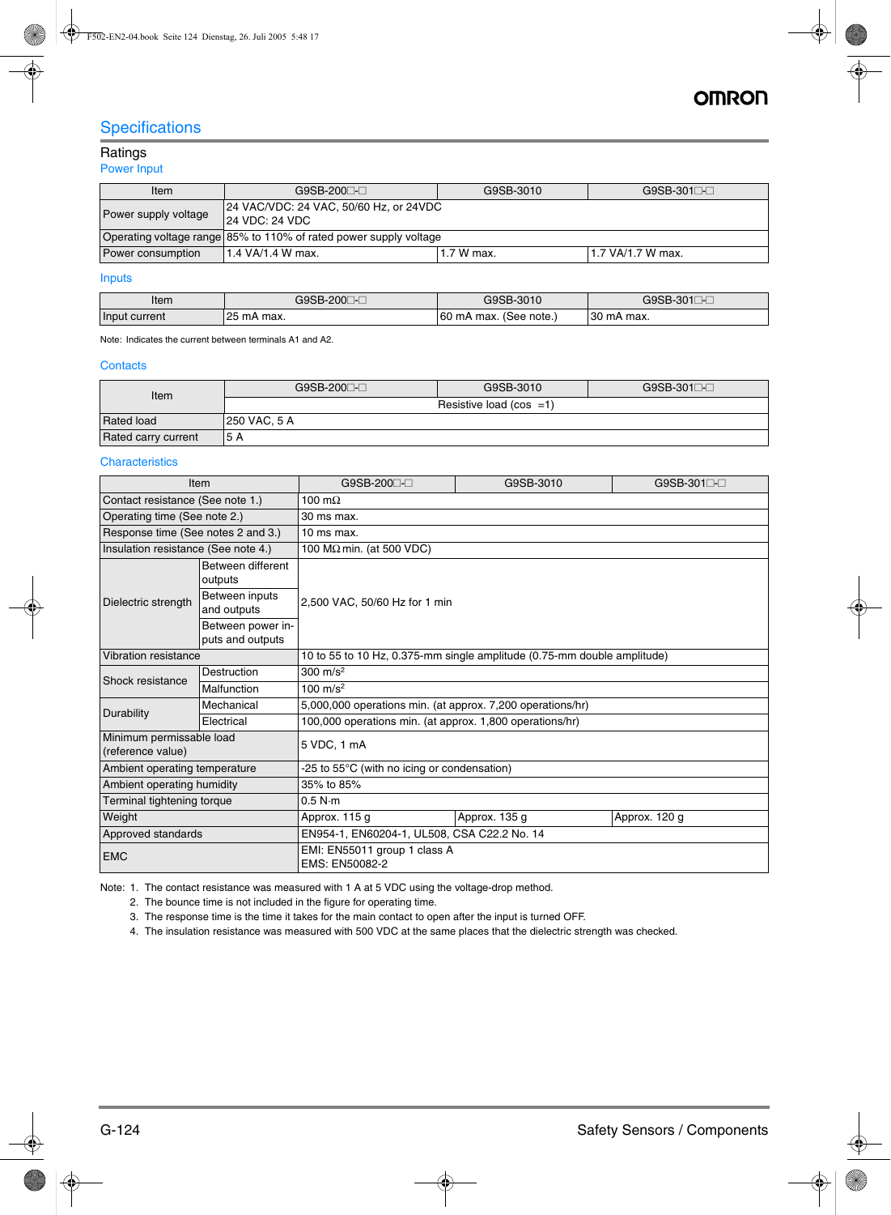## Specifications

### Ratings

#### Power Input

| Item | G9SB-200□-□ | G9SB-3010 | G9SB-301□-□ |
|---|---|---|---|
| Power supply voltage | 24 VAC/VDC: 24 VAC, 50/60 Hz, or 24VDC<br>24 VDC: 24 VDC | | |
| Operating voltage range | 85% to 110% of rated power supply voltage | | |
| Power consumption | 1.4 VA/1.4 W max. | 1.7 W max. | 1.7 VA/1.7 W max. |

#### Inputs

| Item | G9SB-200□-□ | G9SB-3010 | G9SB-301□-□ |
|---|---|---|---|
| Input current | 25 mA max. | 60 mA max. (See note.) | 30 mA max. |

Note: Indicates the current between terminals A1 and A2.

#### Contacts

| Item | G9SB-200□-□ | G9SB-3010 | G9SB-301□-□ |
|---|---|---|---|
| | Resistive load (cos =1) | | |
| Rated load | 250 VAC, 5 A | | |
| Rated carry current | 5 A | | |

#### Characteristics

| Item | | G9SB-200□-□ | G9SB-3010 | G9SB-301□-□ |
|---|---|---|---|---|
| Contact resistance (See note 1.) | | 100 mΩ | | |
| Operating time (See note 2.) | | 30 ms max. | | |
| Response time (See notes 2 and 3.) | | 10 ms max. | | |
| Insulation resistance (See note 4.) | | 100 MΩ min. (at 500 VDC) | | |
| Dielectric strength | Between different outputs | 2,500 VAC, 50/60 Hz for 1 min | | |
| | Between inputs and outputs | | | |
| | Between power inputs and outputs | | | |
| Vibration resistance | | 10 to 55 to 10 Hz, 0.375-mm single amplitude (0.75-mm double amplitude) | | |
| Shock resistance | Destruction | 300 $m/s^2$ | | |
| | Malfunction | 100 $m/s^2$ | | |
| Durability | Mechanical | 5,000,000 operations min. (at approx. 7,200 operations/hr) | | |
| | Electrical | 100,000 operations min. (at approx. 1,800 operations/hr) | | |
| Minimum permissable load (reference value) | | 5 VDC, 1 mA | | |
| Ambient operating temperature | | -25 to 55°C (with no icing or condensation) | | |
| Ambient operating humidity | | 35% to 85% | | |
| Terminal tightening torque | | 0.5 N·m | | |
| Weight | | Approx. 115 g | Approx. 135 g | Approx. 120 g |
| Approved standards | | EN954-1, EN60204-1, UL508, CSA C22.2 No. 14 | | |
| EMC | | EMI: EN55011 group 1 class A<br>EMS: EN50082-2 | | |

Note: 1. The contact resistance was measured with 1 A at 5 VDC using the voltage-drop method.
2. The bounce time is not included in the figure for operating time.
3. The response time is the time it takes for the main contact to open after the input is turned OFF.
4. The insulation resistance was measured with 500 VDC at the same places that the dielectric strength was checked.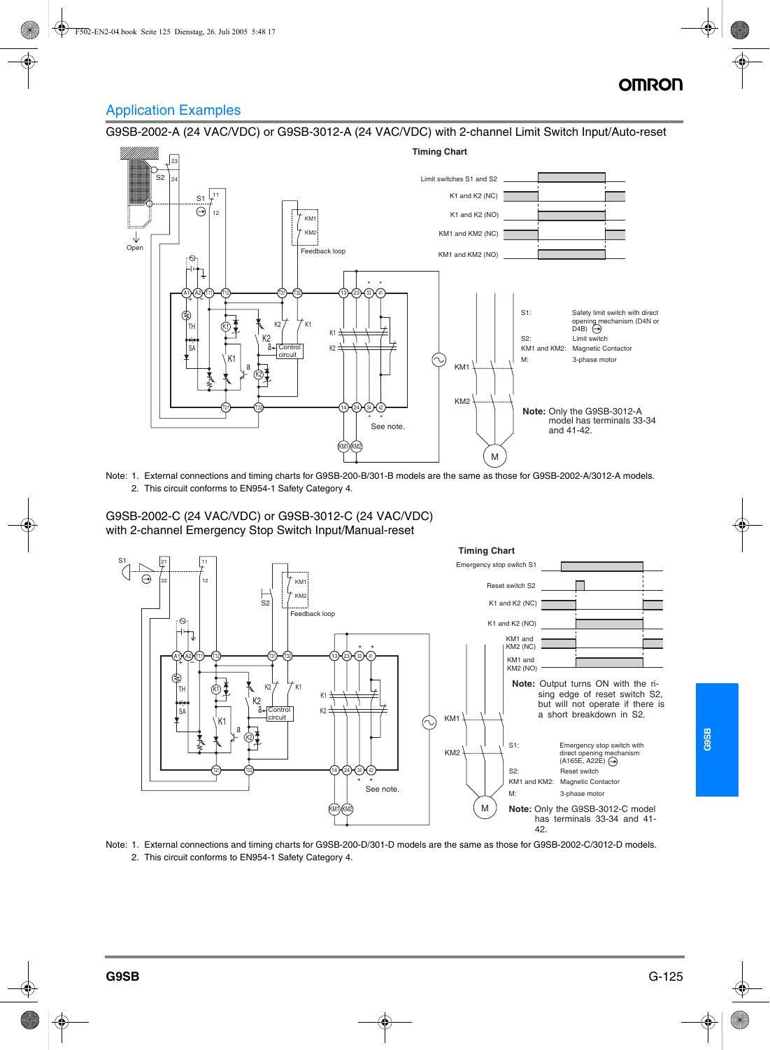## Application Examples

### G9SB-2002-A (24 VAC/VDC) or G9SB-3012-A (24 VAC/VDC) with 2-channel Limit Switch Input/Auto-reset

**Timing Chart**

| | |
|---|---|
| S1: | Safety limit switch with direct opening mechanism (D4N or D4B) |
| S2: | Limit switch |
| KM1 and KM2: | Magnetic Contactor |
| M: | 3-phase motor |

**Note:** Only the G9SB-3012-A model has terminals 33-34 and 41-42.

Note: 1. External connections and timing charts for G9SB-200-B/301-B models are the same as those for G9SB-2002-A/3012-A models.
2. This circuit conforms to EN954-1 Safety Category 4.

### G9SB-2002-C (24 VAC/VDC) or G9SB-3012-C (24 VAC/VDC) with 2-channel Emergency Stop Switch Input/Manual-reset

**Timing Chart**

**Note:** Output turns ON with the rising edge of reset switch S2, but will not operate if there is a short breakdown in S2.

| | |
|---|---|
| S1: | Emergency stop switch with direct opening mechanism (A165E, A22E) |
| S2: | Reset switch |
| KM1 and KM2: | Magnetic Contactor |
| M: | 3-phase motor |

**Note:** Only the G9SB-3012-C model has terminals 33-34 and 41-42.

Note: 1. External connections and timing charts for G9SB-200-D/301-D models are the same as those for G9SB-2002-C/3012-D models.
2. This circuit conforms to EN954-1 Safety Category 4.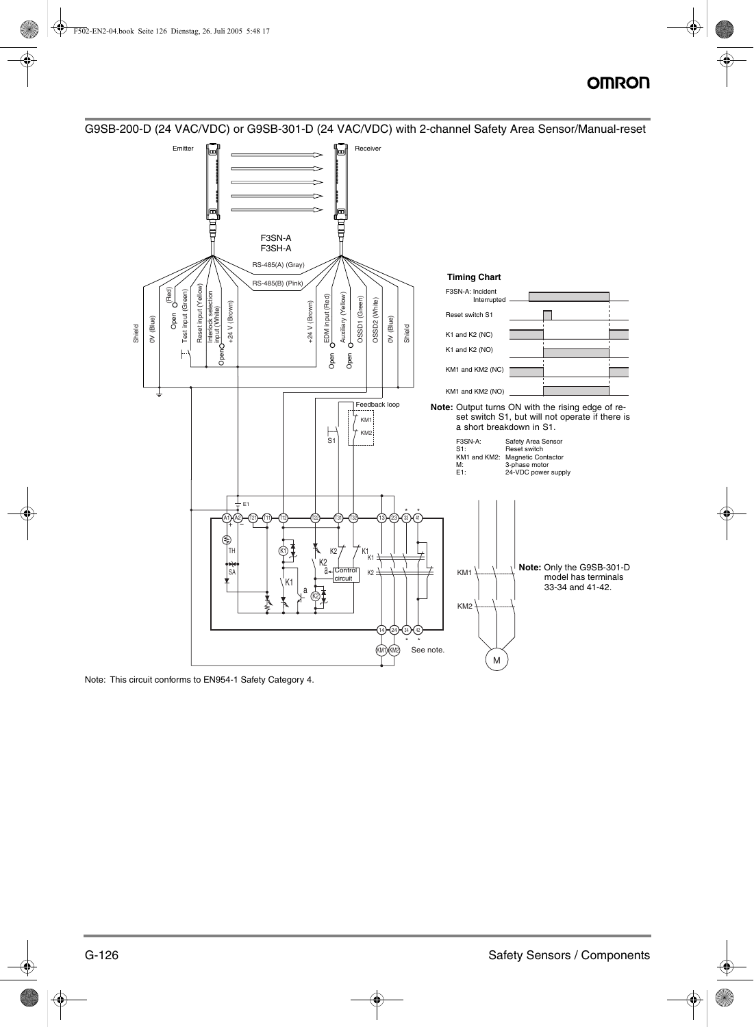## G9SB-200-D (24 VAC/VDC) or G9SB-301-D (24 VAC/VDC) with 2-channel Safety Area Sensor/Manual-reset

**Timing Chart**

**Note:** Output turns ON with the rising edge of reset switch S1, but will not operate if there is a short breakdown in S1.

| | |
|---|---|
| F3SN-A: | Safety Area Sensor |
| S1: | Reset switch |
| KM1 and KM2: | Magnetic Contactor |
| M: | 3-phase motor |
| E1: | 24-VDC power supply |

**Note:** Only the G9SB-301-D model has terminals 33-34 and 41-42.

Note: This circuit conforms to EN954-1 Safety Category 4.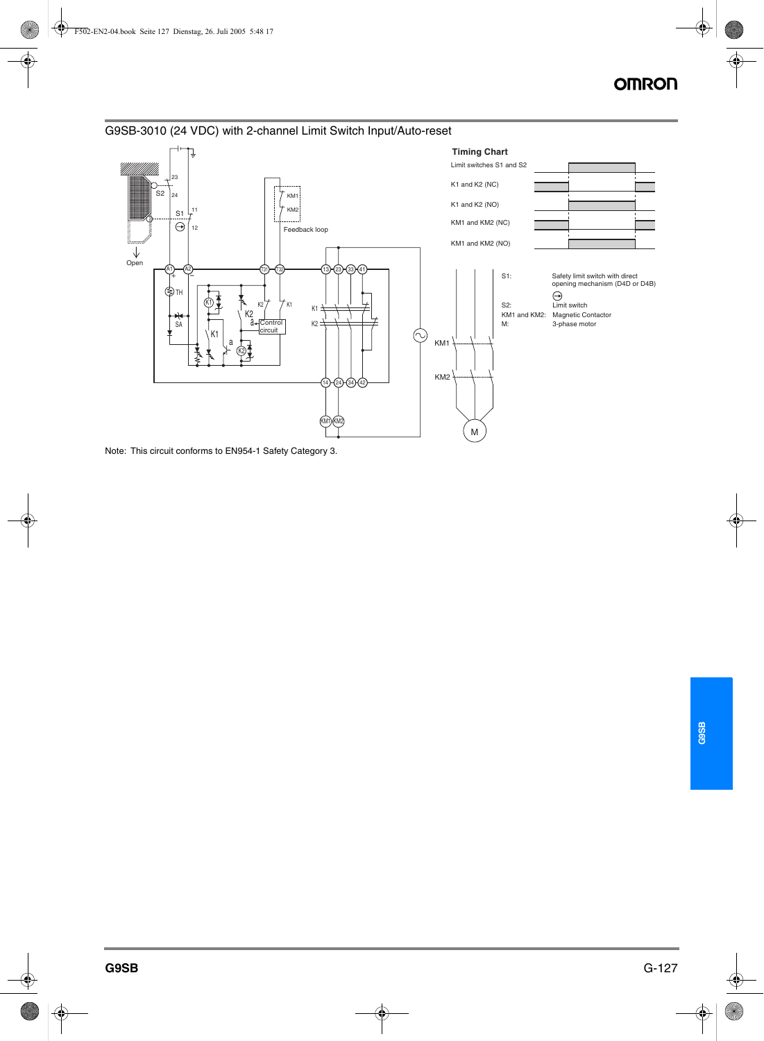## G9SB-3010 (24 VDC) with 2-channel Limit Switch Input/Auto-reset

**Timing Chart**

Limit switches S1 and S2

K1 and K2 (NC)

K1 and K2 (NO)

KM1 and KM2 (NC)

KM1 and KM2 (NO)

| | |
|---|---|
| S1: | Safety limit switch with direct opening mechanism (D4D or D4B) |
| S2: | Limit switch |
| KM1 and KM2: | Magnetic Contactor |
| M: | 3-phase motor |

Note: This circuit conforms to EN954-1 Safety Category 3.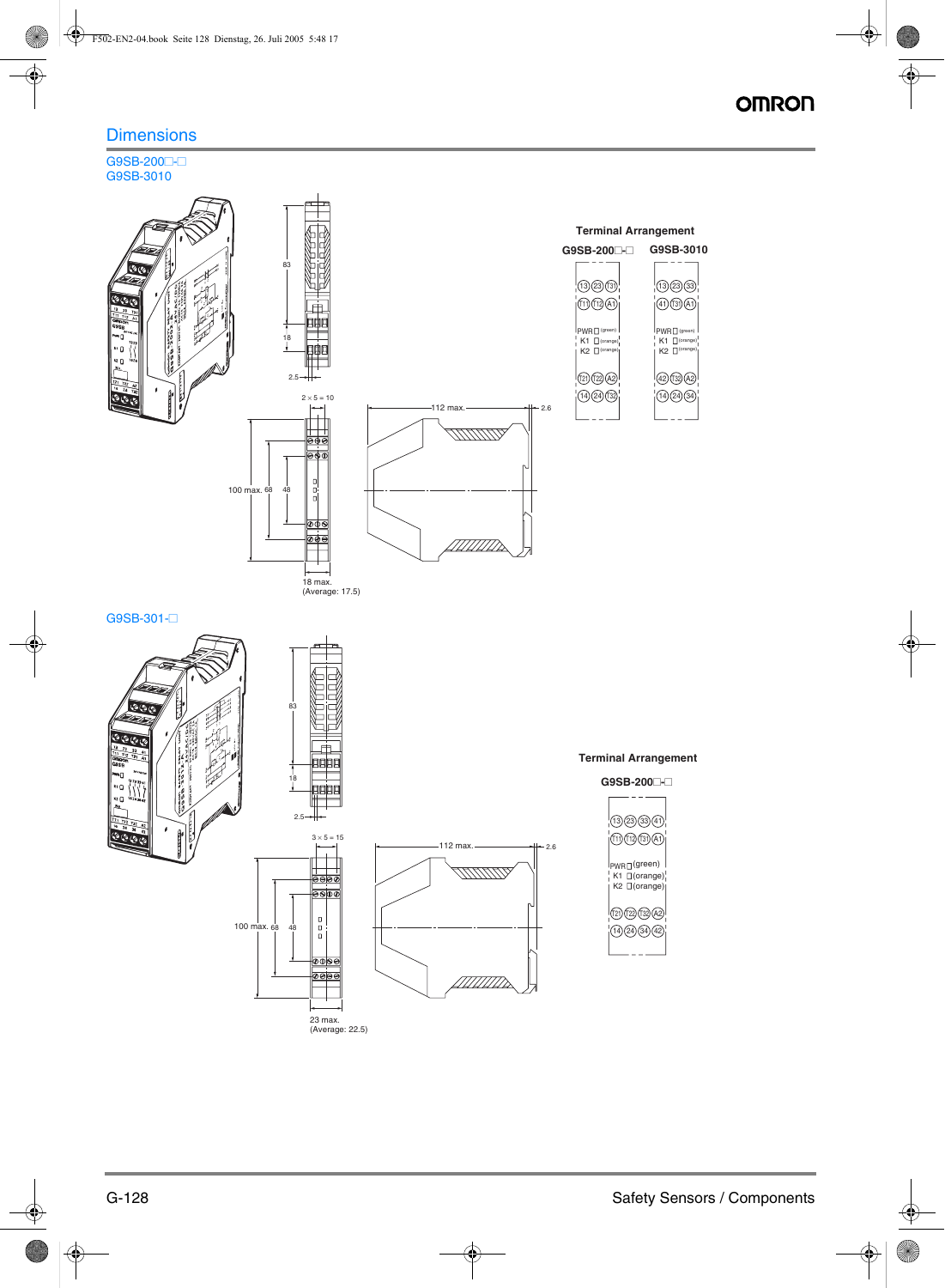## Dimensions

### G9SB-200□-□
### G9SB-3010

83

18

2.5

2 × 5 = 10

100 max. 68 48

18 max.
(Average: 17.5)

112 max.

2.6

**Terminal Arrangement**

| G9SB-200□-□ | G9SB-3010 |
|---|---|
| 13 23 T31 | 13 23 33 |
| T11 T12 A1 | 41 T31 A1 |
| PWR □ (green) | PWR □ (green) |
| K1 □ (orange) | K1 □ (orange) |
| K2 □ (orange) | K2 □ (orange) |
| T21 T22 A2 | 42 T32 A2 |
| 14 24 T32 | 14 24 34 |

### G9SB-301-□

83

18

2.5

3 × 5 = 15

100 max. 68 48

23 max.
(Average: 22.5)

112 max.

2.6

**Terminal Arrangement**

**G9SB-200□-□**

13 23 33 41
T11 T12 T31 A1

PWR □ (green)
K1 □ (orange)
K2 □ (orange)

T21 T22 T32 A2
14 24 34 42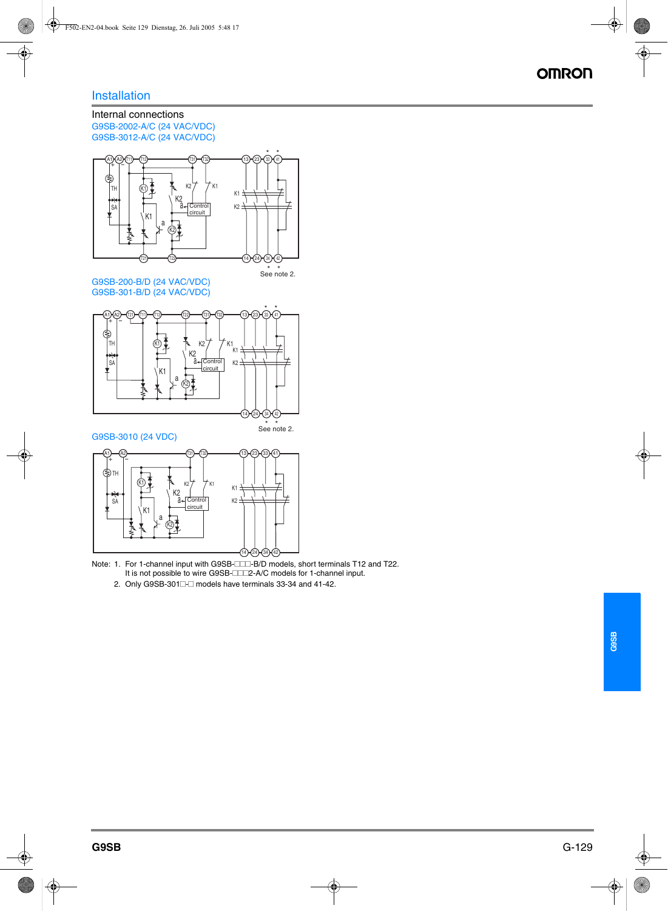## Installation

### Internal connections

G9SB-2002-A/C (24 VAC/VDC)
G9SB-3012-A/C (24 VAC/VDC)

See note 2.

G9SB-200-B/D (24 VAC/VDC)
G9SB-301-B/D (24 VAC/VDC)

See note 2.

G9SB-3010 (24 VDC)

Note: 1. For 1-channel input with G9SB-□□□-B/D models, short terminals T12 and T22. It is not possible to wire G9SB-□□□2-A/C models for 1-channel input.

2. Only G9SB-301□-□ models have terminals 33-34 and 41-42.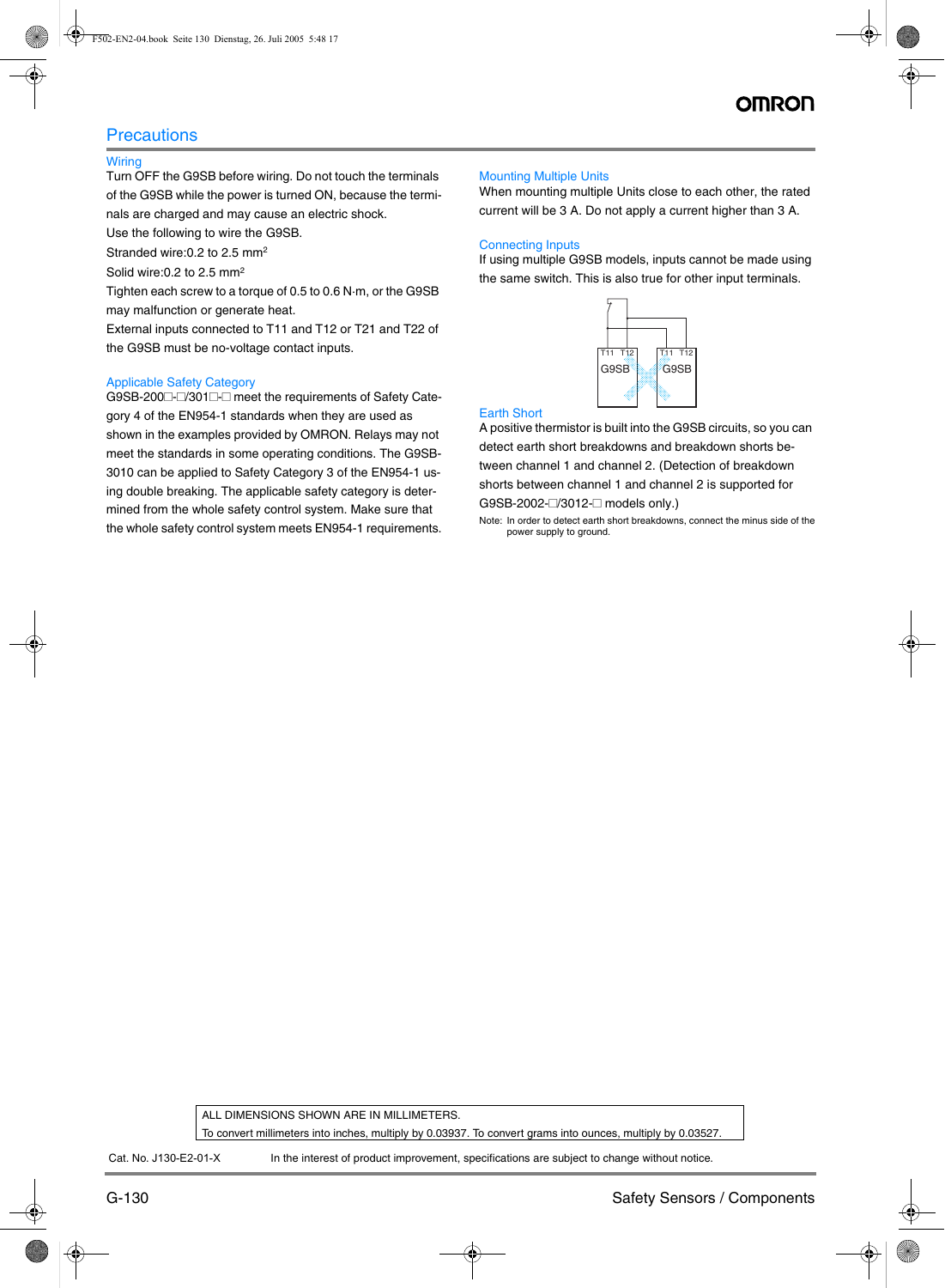# Precautions

## Wiring

Turn OFF the G9SB before wiring. Do not touch the terminals of the G9SB while the power is turned ON, because the terminals are charged and may cause an electric shock.

Use the following to wire the G9SB.

Stranded wire:0.2 to 2.5 mm$^2$

Solid wire:0.2 to 2.5 mm$^2$

Tighten each screw to a torque of 0.5 to 0.6 N·m, or the G9SB may malfunction or generate heat.

External inputs connected to T11 and T12 or T21 and T22 of the G9SB must be no-voltage contact inputs.

## Applicable Safety Category

G9SB-200□-□/301□-□ meet the requirements of Safety Category 4 of the EN954-1 standards when they are used as shown in the examples provided by OMRON. Relays may not meet the standards in some operating conditions. The G9SB-3010 can be applied to Safety Category 3 of the EN954-1 using double breaking. The applicable safety category is determined from the whole safety control system. Make sure that the whole safety control system meets EN954-1 requirements.

## Mounting Multiple Units

When mounting multiple Units close to each other, the rated current will be 3 A. Do not apply a current higher than 3 A.

## Connecting Inputs

If using multiple G9SB models, inputs cannot be made using the same switch. This is also true for other input terminals.

T11 T12
G9SB
T11 T12
G9SB

## Earth Short

A positive thermistor is built into the G9SB circuits, so you can detect earth short breakdowns and breakdown shorts between channel 1 and channel 2. (Detection of breakdown shorts between channel 1 and channel 2 is supported for G9SB-2002-□/3012-□ models only.)

Note: In order to detect earth short breakdowns, connect the minus side of the power supply to ground.

ALL DIMENSIONS SHOWN ARE IN MILLIMETERS.
To convert millimeters into inches, multiply by 0.03937. To convert grams into ounces, multiply by 0.03527.

Cat. No. J130-E2-01-X     In the interest of product improvement, specifications are subject to change without notice.